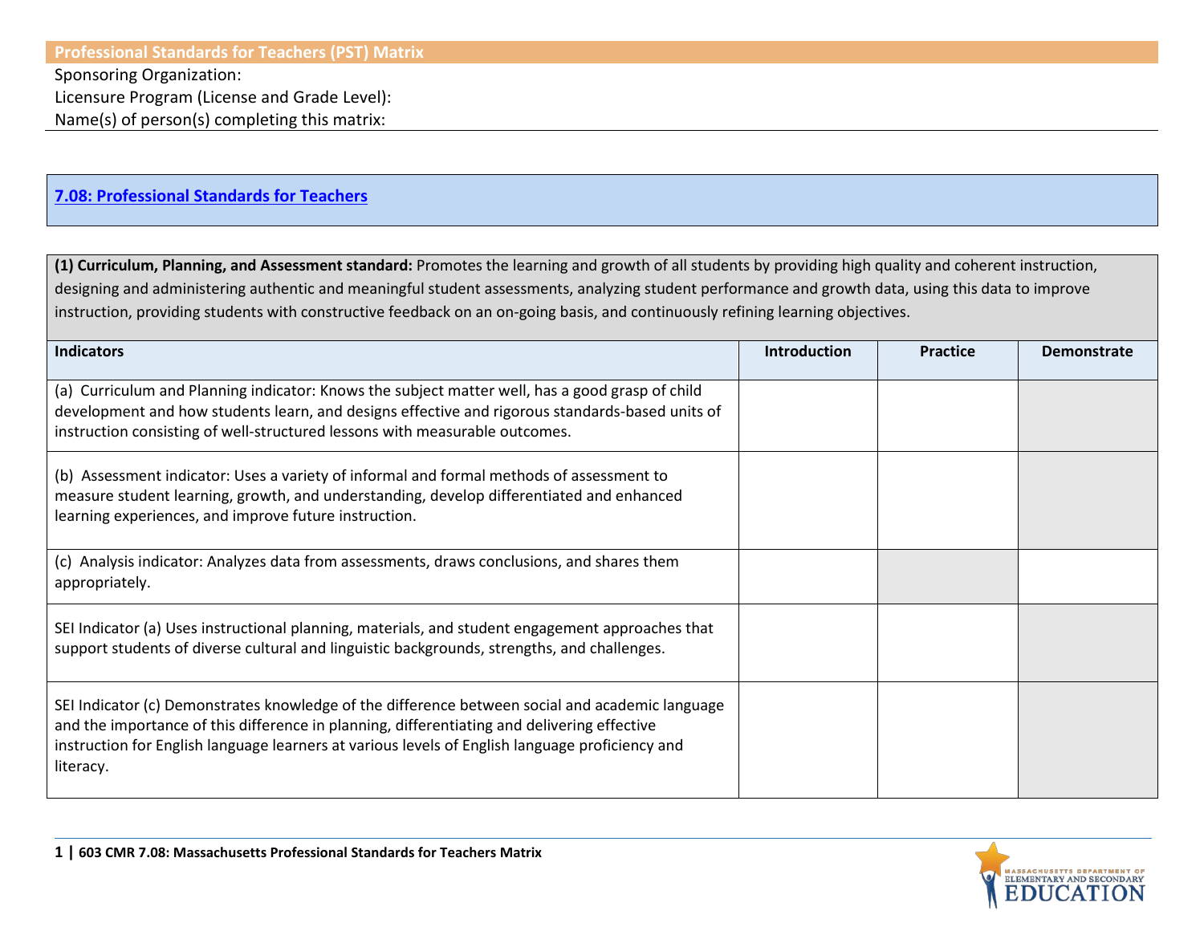## Professional Standards for Teachers (PST) Matrix

Sponsoring Organization:

Licensure Program (License and Grade Level):

Name(s) of person(s) completing this matrix:

### 7.08: Professional Standards for Teachers

**(1) Curriculum, Planning, and Assessment standard:** Promotes the learning and growth of all students by providing high quality and coherent instruction, designing and administering authentic and meaningful student assessments, analyzing student performance and growth data, using this data to improve instruction, providing students with constructive feedback on an on-going basis, and continuously refining learning objectives.

| Indicators | Introduction | Practice | Demonstrate |
|---|---|---|---|
| (a) Curriculum and Planning indicator: Knows the subject matter well, has a good grasp of child development and how students learn, and designs effective and rigorous standards-based units of instruction consisting of well-structured lessons with measurable outcomes. | | | |
| (b) Assessment indicator: Uses a variety of informal and formal methods of assessment to measure student learning, growth, and understanding, develop differentiated and enhanced learning experiences, and improve future instruction. | | | |
| (c) Analysis indicator: Analyzes data from assessments, draws conclusions, and shares them appropriately. | | | |
| SEI Indicator (a) Uses instructional planning, materials, and student engagement approaches that support students of diverse cultural and linguistic backgrounds, strengths, and challenges. | | | |
| SEI Indicator (c) Demonstrates knowledge of the difference between social and academic language and the importance of this difference in planning, differentiating and delivering effective instruction for English language learners at various levels of English language proficiency and literacy. | | | |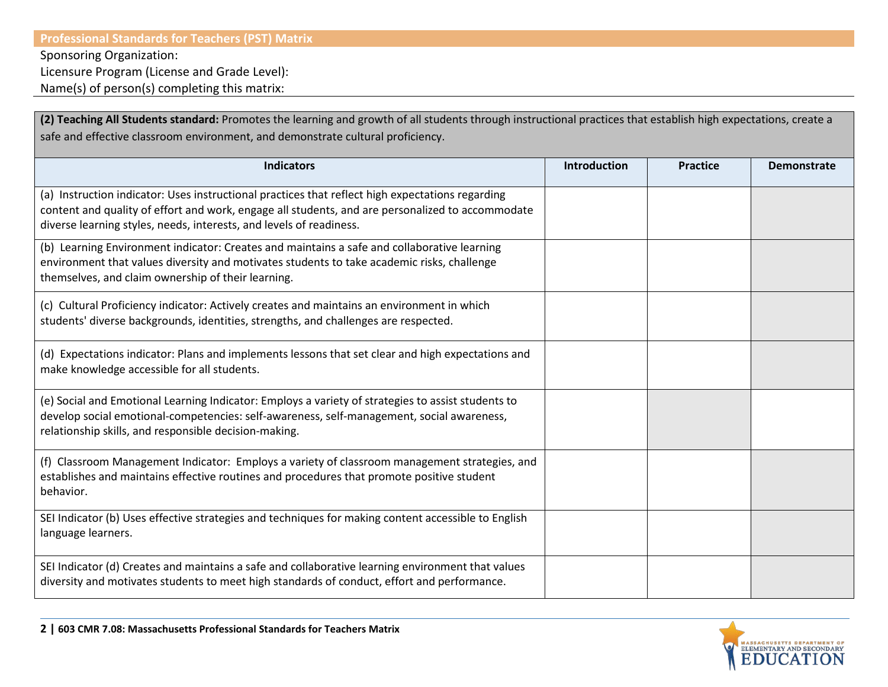## Professional Standards for Teachers (PST) Matrix

Sponsoring Organization:

Licensure Program (License and Grade Level):

Name(s) of person(s) completing this matrix:

**(2) Teaching All Students standard:** Promotes the learning and growth of all students through instructional practices that establish high expectations, create a safe and effective classroom environment, and demonstrate cultural proficiency.

| Indicators | Introduction | Practice | Demonstrate |
|---|---|---|---|
| (a) Instruction indicator: Uses instructional practices that reflect high expectations regarding content and quality of effort and work, engage all students, and are personalized to accommodate diverse learning styles, needs, interests, and levels of readiness. | | | |
| (b) Learning Environment indicator: Creates and maintains a safe and collaborative learning environment that values diversity and motivates students to take academic risks, challenge themselves, and claim ownership of their learning. | | | |
| (c) Cultural Proficiency indicator: Actively creates and maintains an environment in which students' diverse backgrounds, identities, strengths, and challenges are respected. | | | |
| (d) Expectations indicator: Plans and implements lessons that set clear and high expectations and make knowledge accessible for all students. | | | |
| (e) Social and Emotional Learning Indicator: Employs a variety of strategies to assist students to develop social emotional-competencies: self-awareness, self-management, social awareness, relationship skills, and responsible decision-making. | | | |
| (f) Classroom Management Indicator: Employs a variety of classroom management strategies, and establishes and maintains effective routines and procedures that promote positive student behavior. | | | |
| SEI Indicator (b) Uses effective strategies and techniques for making content accessible to English language learners. | | | |
| SEI Indicator (d) Creates and maintains a safe and collaborative learning environment that values diversity and motivates students to meet high standards of conduct, effort and performance. | | | |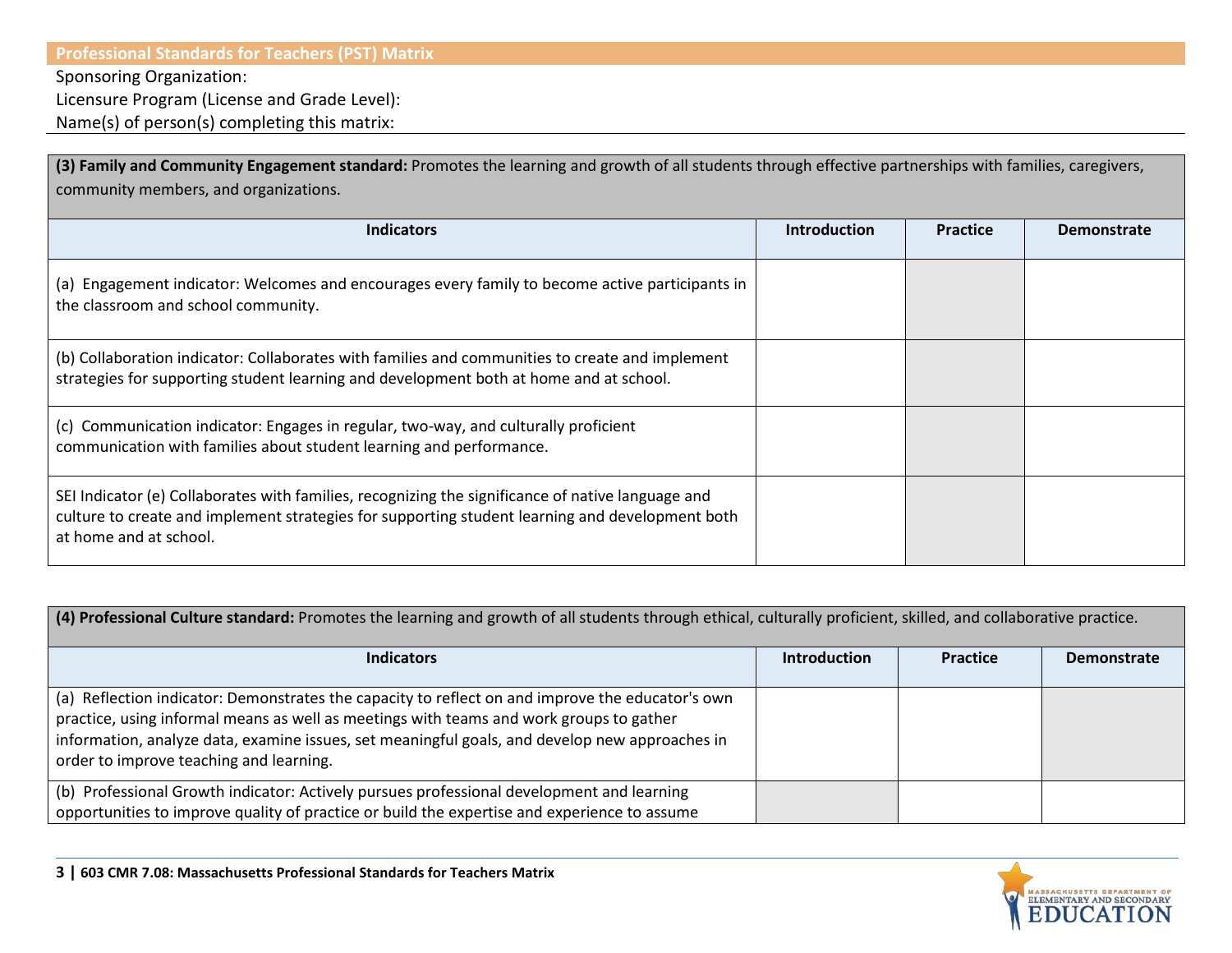**Professional Standards for Teachers (PST) Matrix**

Sponsoring Organization:

Licensure Program (License and Grade Level):

Name(s) of person(s) completing this matrix:

**(3) Family and Community Engagement standard:** Promotes the learning and growth of all students through effective partnerships with families, caregivers, community members, and organizations.

| Indicators | Introduction | Practice | Demonstrate |
|---|---|---|---|
| (a) Engagement indicator: Welcomes and encourages every family to become active participants in the classroom and school community. | | | |
| (b) Collaboration indicator: Collaborates with families and communities to create and implement strategies for supporting student learning and development both at home and at school. | | | |
| (c) Communication indicator: Engages in regular, two-way, and culturally proficient communication with families about student learning and performance. | | | |
| SEI Indicator (e) Collaborates with families, recognizing the significance of native language and culture to create and implement strategies for supporting student learning and development both at home and at school. | | | |

**(4) Professional Culture standard:** Promotes the learning and growth of all students through ethical, culturally proficient, skilled, and collaborative practice.

| Indicators | Introduction | Practice | Demonstrate |
|---|---|---|---|
| (a) Reflection indicator: Demonstrates the capacity to reflect on and improve the educator's own practice, using informal means as well as meetings with teams and work groups to gather information, analyze data, examine issues, set meaningful goals, and develop new approaches in order to improve teaching and learning. | | | |
| (b) Professional Growth indicator: Actively pursues professional development and learning opportunities to improve quality of practice or build the expertise and experience to assume | | | |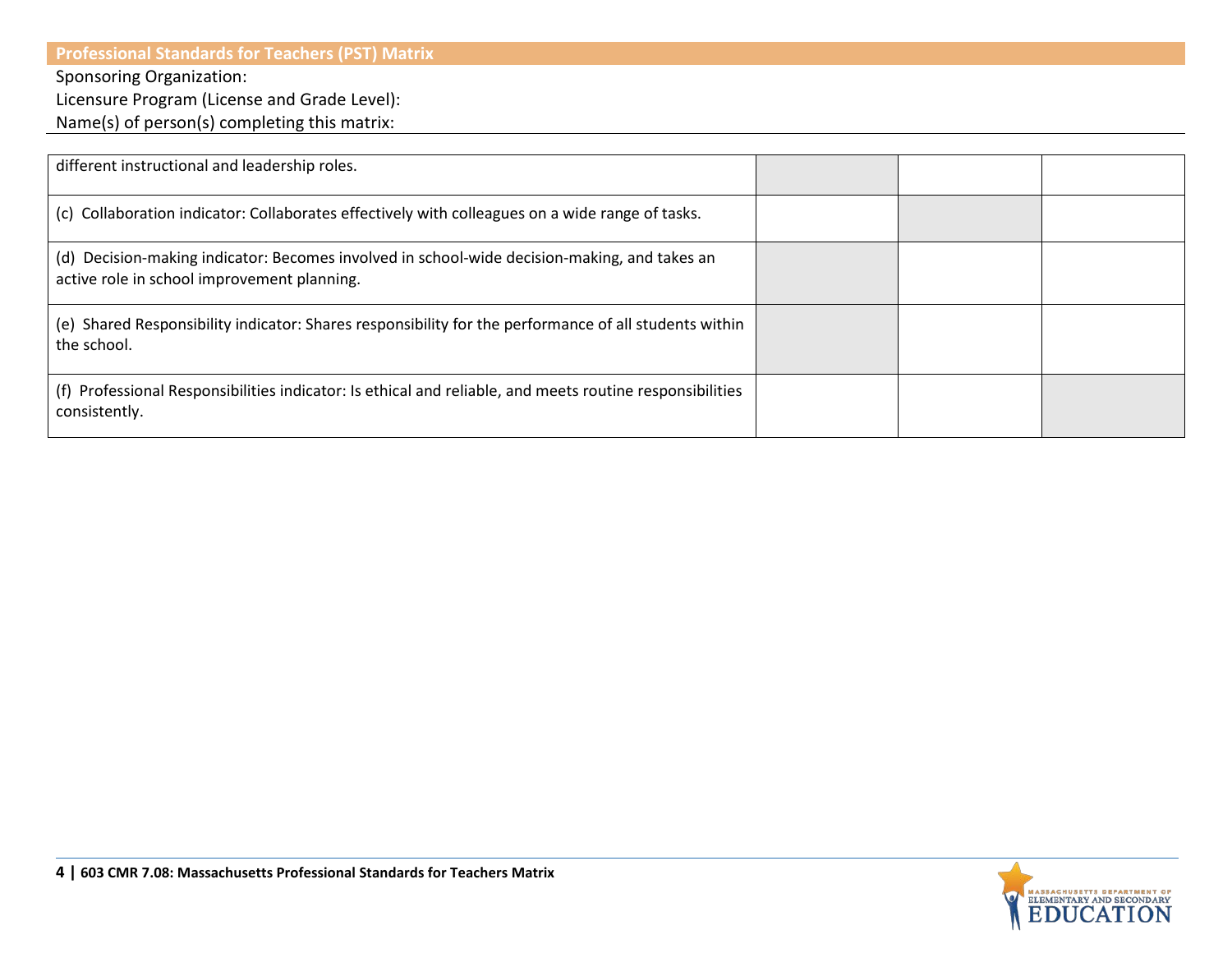**Professional Standards for Teachers (PST) Matrix**

Sponsoring Organization:

Licensure Program (License and Grade Level):

Name(s) of person(s) completing this matrix:

| | | | |
|---|---|---|---|
| different instructional and leadership roles. | | | |
| (c) Collaboration indicator: Collaborates effectively with colleagues on a wide range of tasks. | | | |
| (d) Decision-making indicator: Becomes involved in school-wide decision-making, and takes an active role in school improvement planning. | | | |
| (e) Shared Responsibility indicator: Shares responsibility for the performance of all students within the school. | | | |
| (f) Professional Responsibilities indicator: Is ethical and reliable, and meets routine responsibilities consistently. | | | |